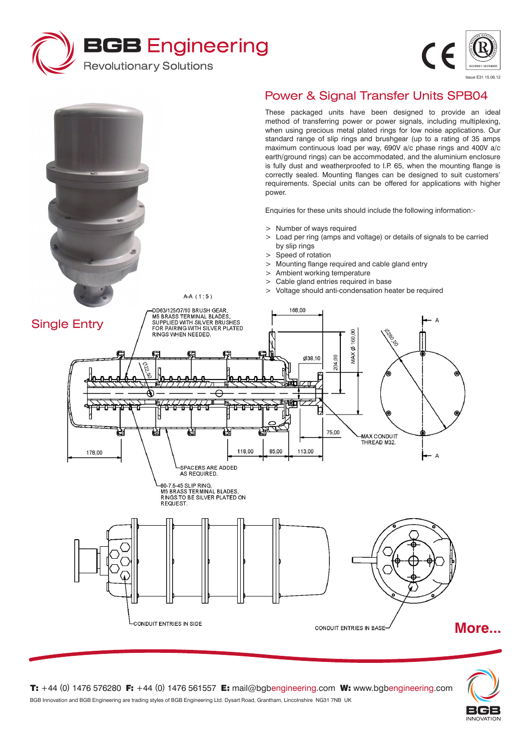# BGB Engineering

Revolutionary Solutions

Issue E31 15.06.12

## Power & Signal Transfer Units SPB04

These packaged units have been designed to provide an ideal method of transferring power or power signals, including multiplexing, when using precious metal plated rings for low noise applications. Our standard range of slip rings and brushgear (up to a rating of 35 amps maximum continuous load per way, 690V a/c phase rings and 400V a/c earth/ground rings) can be accommodated, and the aluminium enclosure is fully dust and weatherproofed to I.P. 65, when the mounting flange is correctly sealed. Mounting flanges can be designed to suit customers' requirements. Special units can be offered for applications with higher power.

Enquiries for these units should include the following information:-

> Number of ways required
> Load per ring (amps and voltage) or details of signals to be carried by slip rings
> Speed of rotation
> Mounting flange required and cable gland entry
> Ambient working temperature
> Cable gland entries required in base
> Voltage should anti-condensation heater be required

## Single Entry

A-A ( 1 : 5 )

DD63/125/37/10 BRUSH GEAR, M5 BRASS TERMINAL BLADES, SUPPLIED WITH SILVER BRUSHES FOR PAIRING WITH SILVER PLATED RINGS WHEN NEEDED.

168,00

Ø38,10

204,00

MAX Ø 160,00

Ø280,00

Ø22,50

75,00

MAX CONDUIT THREAD M32.

178,00 | 118,00 | 85,00 | 113,00

SPACERS ARE ADDED AS REQUIRED.

80-7.5-45 SLIP RING, M5 BRASS TERMINAL BLADES, RINGS TO BE SILVER PLATED ON REQUEST.

CONDUIT ENTRIES IN SIDE

CONDUIT ENTRIES IN BASE

**More...**

**T:** +44 (0) 1476 576280 **F:** +44 (0) 1476 561557 **E:** mail@bgbengineering.com **W:** www.bgbengineering.com

BGB Innovation and BGB Engineering are trading styles of BGB Engineering Ltd. Dysart Road, Grantham, Lincolnshire NG31 7NB UK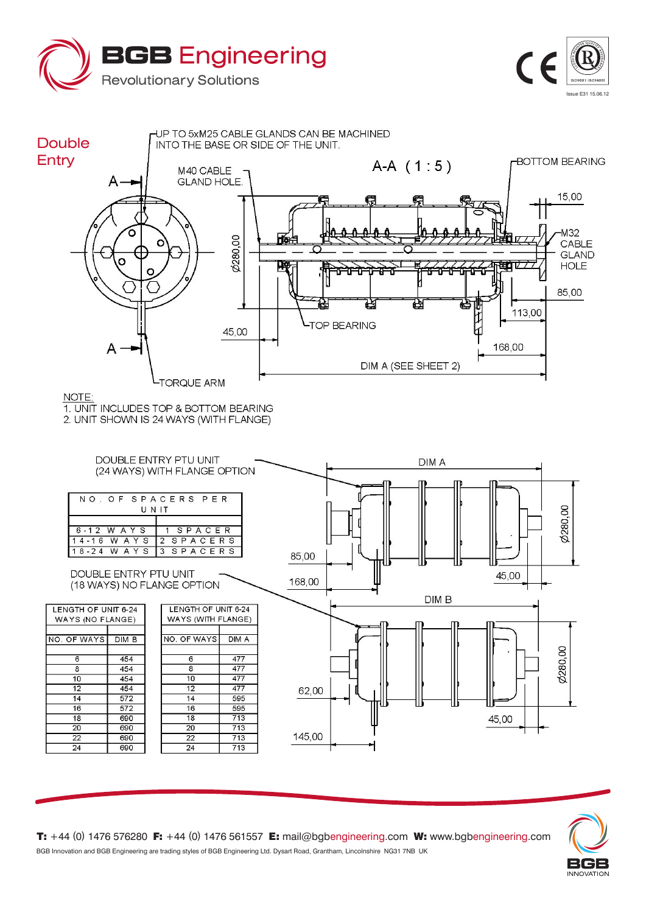Issue E31 15.06.12

## Double Entry

UP TO 5xM25 CABLE GLANDS CAN BE MACHINED INTO THE BASE OR SIDE OF THE UNIT.

A-A (1:5)

M40 CABLE GLAND HOLE.

BOTTOM BEARING

15,00

M32 CABLE GLAND HOLE

Ø280,00

85,00

113,00

45,00

TOP BEARING

168,00

DIM A (SEE SHEET 2)

TORQUE ARM

A

A

NOTE:
1. UNIT INCLUDES TOP & BOTTOM BEARING
2. UNIT SHOWN IS 24 WAYS (WITH FLANGE)

DOUBLE ENTRY PTU UNIT (24 WAYS) WITH FLANGE OPTION

DIM A

Ø280,00

85,00

168,00

45,00

| NO. OF SPACERS PER UNIT | |
|---|---|
| 6-12 WAYS | 1 SPACER |
| 14-16 WAYS | 2 SPACERS |
| 18-24 WAYS | 3 SPACERS |

DOUBLE ENTRY PTU UNIT (18 WAYS) NO FLANGE OPTION

DIM B

Ø280,00

62,00

45,00

145,00

LENGTH OF UNIT 6-24 WAYS (NO FLANGE)

| NO. OF WAYS | DIM B |
|---|---|
| 6 | 454 |
| 8 | 454 |
| 10 | 454 |
| 12 | 454 |
| 14 | 572 |
| 16 | 572 |
| 18 | 690 |
| 20 | 690 |
| 22 | 690 |
| 24 | 690 |

LENGTH OF UNIT 6-24 WAYS (WITH FLANGE)

| NO. OF WAYS | DIM A |
|---|---|
| 6 | 477 |
| 8 | 477 |
| 10 | 477 |
| 12 | 477 |
| 14 | 595 |
| 16 | 595 |
| 18 | 713 |
| 20 | 713 |
| 22 | 713 |
| 24 | 713 |

**T:** +44 (0) 1476 576280 **F:** +44 (0) 1476 561557 **E:** mail@bgbengineering.com **W:** www.bgbengineering.com

BGB Innovation and BGB Engineering are trading styles of BGB Engineering Ltd. Dysart Road, Grantham, Lincolnshire NG31 7NB UK